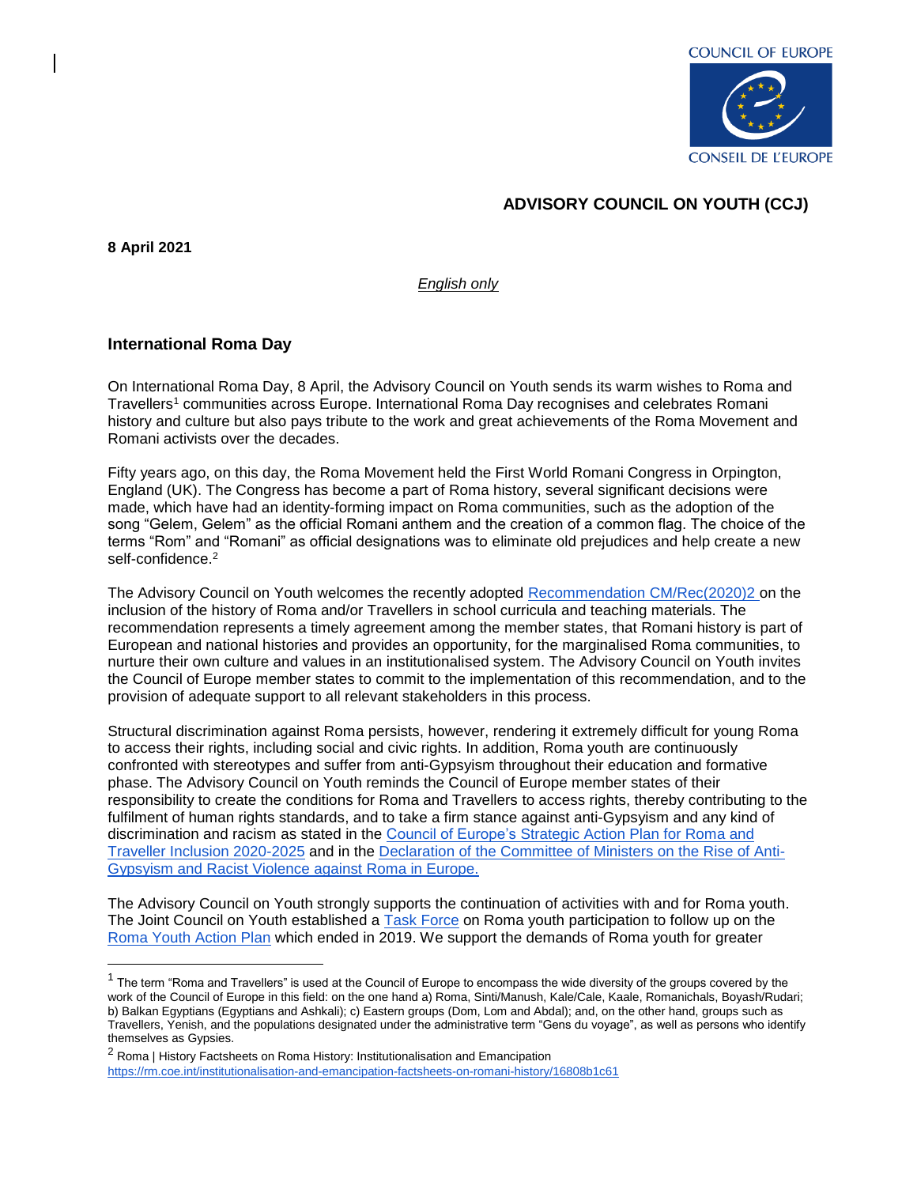COUNCIL OF EUROPE

CONSEIL DE L'EUROPE

**ADVISORY COUNCIL ON YOUTH (CCJ)**

**8 April 2021**

*English only*

### International Roma Day

On International Roma Day, 8 April, the Advisory Council on Youth sends its warm wishes to Roma and Travellers[1] communities across Europe. International Roma Day recognises and celebrates Romani history and culture but also pays tribute to the work and great achievements of the Roma Movement and Romani activists over the decades.

Fifty years ago, on this day, the Roma Movement held the First World Romani Congress in Orpington, England (UK). The Congress has become a part of Roma history, several significant decisions were made, which have had an identity-forming impact on Roma communities, such as the adoption of the song "Gelem, Gelem" as the official Romani anthem and the creation of a common flag. The choice of the terms "Rom" and "Romani" as official designations was to eliminate old prejudices and help create a new self-confidence.[2]

The Advisory Council on Youth welcomes the recently adopted Recommendation CM/Rec(2020)2 on the inclusion of the history of Roma and/or Travellers in school curricula and teaching materials. The recommendation represents a timely agreement among the member states, that Romani history is part of European and national histories and provides an opportunity, for the marginalised Roma communities, to nurture their own culture and values in an institutionalised system. The Advisory Council on Youth invites the Council of Europe member states to commit to the implementation of this recommendation, and to the provision of adequate support to all relevant stakeholders in this process.

Structural discrimination against Roma persists, however, rendering it extremely difficult for young Roma to access their rights, including social and civic rights. In addition, Roma youth are continuously confronted with stereotypes and suffer from anti-Gypsyism throughout their education and formative phase. The Advisory Council on Youth reminds the Council of Europe member states of their responsibility to create the conditions for Roma and Travellers to access rights, thereby contributing to the fulfilment of human rights standards, and to take a firm stance against anti-Gypsyism and any kind of discrimination and racism as stated in the Council of Europe's Strategic Action Plan for Roma and Traveller Inclusion 2020-2025 and in the Declaration of the Committee of Ministers on the Rise of Anti-Gypsyism and Racist Violence against Roma in Europe.

The Advisory Council on Youth strongly supports the continuation of activities with and for Roma youth. The Joint Council on Youth established a Task Force on Roma youth participation to follow up on the Roma Youth Action Plan which ended in 2019. We support the demands of Roma youth for greater

---

[1] The term "Roma and Travellers" is used at the Council of Europe to encompass the wide diversity of the groups covered by the work of the Council of Europe in this field: on the one hand a) Roma, Sinti/Manush, Kale/Cale, Kaale, Romanichals, Boyash/Rudari; b) Balkan Egyptians (Egyptians and Ashkali); c) Eastern groups (Dom, Lom and Abdal); and, on the other hand, groups such as Travellers, Yenish, and the populations designated under the administrative term "Gens du voyage", as well as persons who identify themselves as Gypsies.

[2] Roma | History Factsheets on Roma History: Institutionalisation and Emancipation https://rm.coe.int/institutionalisation-and-emancipation-factsheets-on-romani-history/16808b1c61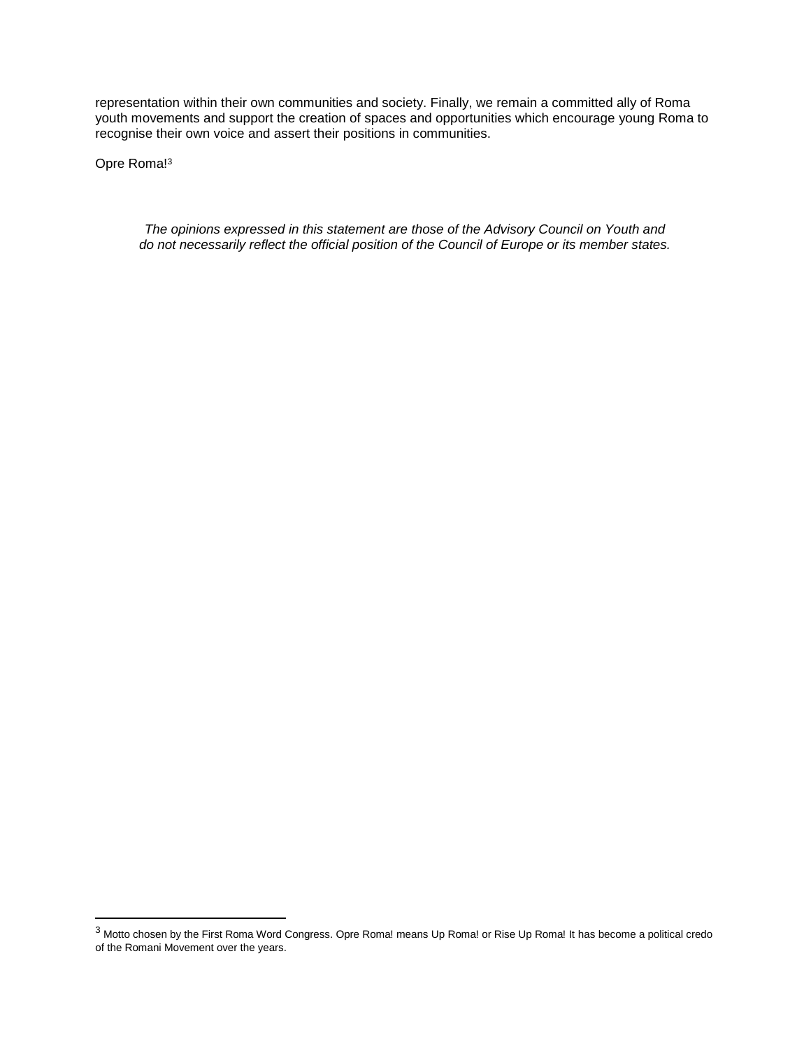representation within their own communities and society. Finally, we remain a committed ally of Roma youth movements and support the creation of spaces and opportunities which encourage young Roma to recognise their own voice and assert their positions in communities.

Opre Roma![3]

*The opinions expressed in this statement are those of the Advisory Council on Youth and do not necessarily reflect the official position of the Council of Europe or its member states.*

---

[3] Motto chosen by the First Roma Word Congress. Opre Roma! means Up Roma! or Rise Up Roma! It has become a political credo of the Romani Movement over the years.